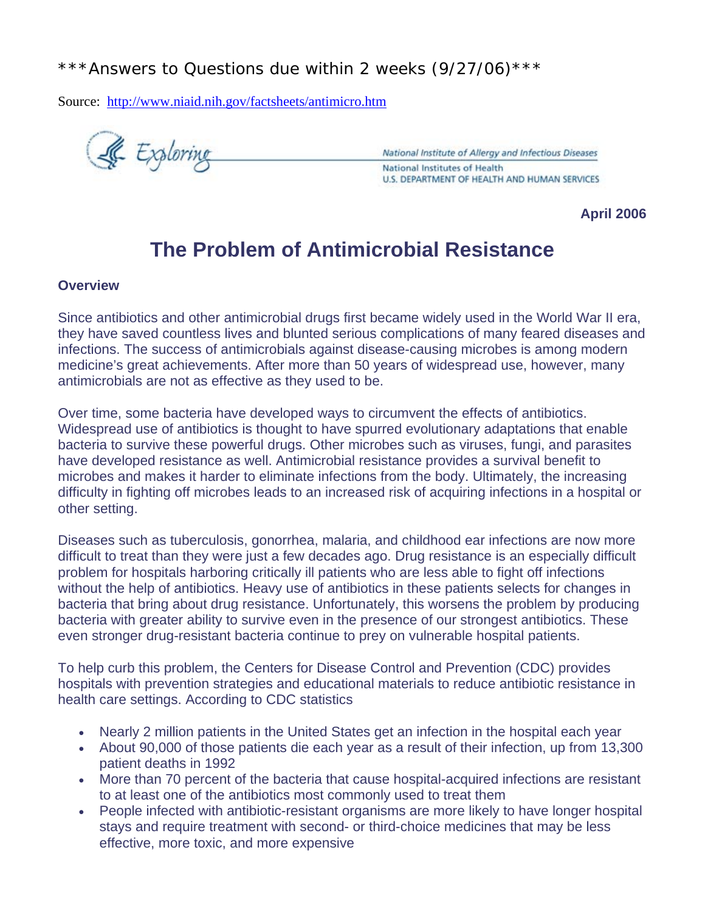\*\*\*Answers to Questions due within 2 weeks (9/27/06)\*\*\*

Source: [http://www.niaid.nih.gov/factsheets/antimicro.htm](http://www.niaid.nih.gov/factsheets/antimicro.htm)

Exploring

National Institute of Allergy and Infectious Diseases
National Institutes of Health
U.S. DEPARTMENT OF HEALTH AND HUMAN SERVICES

**April 2006**

# The Problem of Antimicrobial Resistance

## Overview

Since antibiotics and other antimicrobial drugs first became widely used in the World War II era, they have saved countless lives and blunted serious complications of many feared diseases and infections. The success of antimicrobials against disease-causing microbes is among modern medicine's great achievements. After more than 50 years of widespread use, however, many antimicrobials are not as effective as they used to be.

Over time, some bacteria have developed ways to circumvent the effects of antibiotics. Widespread use of antibiotics is thought to have spurred evolutionary adaptations that enable bacteria to survive these powerful drugs. Other microbes such as viruses, fungi, and parasites have developed resistance as well. Antimicrobial resistance provides a survival benefit to microbes and makes it harder to eliminate infections from the body. Ultimately, the increasing difficulty in fighting off microbes leads to an increased risk of acquiring infections in a hospital or other setting.

Diseases such as tuberculosis, gonorrhea, malaria, and childhood ear infections are now more difficult to treat than they were just a few decades ago. Drug resistance is an especially difficult problem for hospitals harboring critically ill patients who are less able to fight off infections without the help of antibiotics. Heavy use of antibiotics in these patients selects for changes in bacteria that bring about drug resistance. Unfortunately, this worsens the problem by producing bacteria with greater ability to survive even in the presence of our strongest antibiotics. These even stronger drug-resistant bacteria continue to prey on vulnerable hospital patients.

To help curb this problem, the Centers for Disease Control and Prevention (CDC) provides hospitals with prevention strategies and educational materials to reduce antibiotic resistance in health care settings. According to CDC statistics

- Nearly 2 million patients in the United States get an infection in the hospital each year
- About 90,000 of those patients die each year as a result of their infection, up from 13,300 patient deaths in 1992
- More than 70 percent of the bacteria that cause hospital-acquired infections are resistant to at least one of the antibiotics most commonly used to treat them
- People infected with antibiotic-resistant organisms are more likely to have longer hospital stays and require treatment with second- or third-choice medicines that may be less effective, more toxic, and more expensive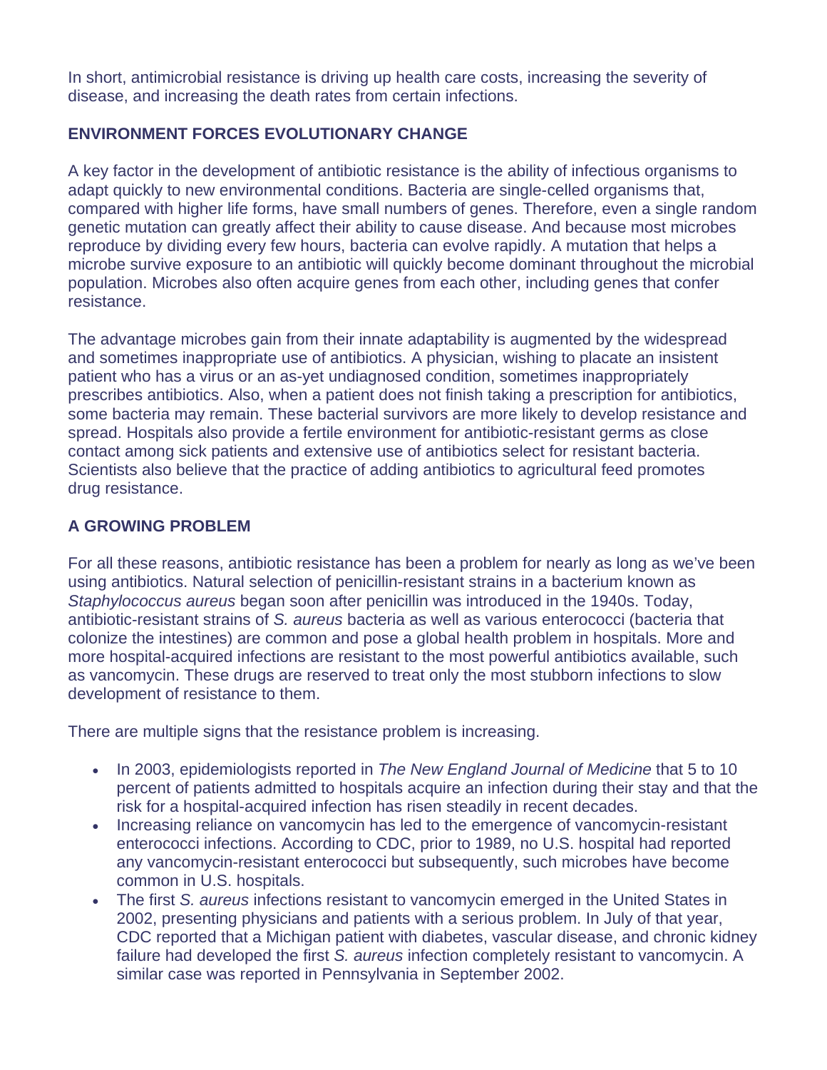In short, antimicrobial resistance is driving up health care costs, increasing the severity of disease, and increasing the death rates from certain infections.

## ENVIRONMENT FORCES EVOLUTIONARY CHANGE

A key factor in the development of antibiotic resistance is the ability of infectious organisms to adapt quickly to new environmental conditions. Bacteria are single-celled organisms that, compared with higher life forms, have small numbers of genes. Therefore, even a single random genetic mutation can greatly affect their ability to cause disease. And because most microbes reproduce by dividing every few hours, bacteria can evolve rapidly. A mutation that helps a microbe survive exposure to an antibiotic will quickly become dominant throughout the microbial population. Microbes also often acquire genes from each other, including genes that confer resistance.

The advantage microbes gain from their innate adaptability is augmented by the widespread and sometimes inappropriate use of antibiotics. A physician, wishing to placate an insistent patient who has a virus or an as-yet undiagnosed condition, sometimes inappropriately prescribes antibiotics. Also, when a patient does not finish taking a prescription for antibiotics, some bacteria may remain. These bacterial survivors are more likely to develop resistance and spread. Hospitals also provide a fertile environment for antibiotic-resistant germs as close contact among sick patients and extensive use of antibiotics select for resistant bacteria. Scientists also believe that the practice of adding antibiotics to agricultural feed promotes drug resistance.

## A GROWING PROBLEM

For all these reasons, antibiotic resistance has been a problem for nearly as long as we've been using antibiotics. Natural selection of penicillin-resistant strains in a bacterium known as *Staphylococcus aureus* began soon after penicillin was introduced in the 1940s. Today, antibiotic-resistant strains of *S. aureus* bacteria as well as various enterococci (bacteria that colonize the intestines) are common and pose a global health problem in hospitals. More and more hospital-acquired infections are resistant to the most powerful antibiotics available, such as vancomycin. These drugs are reserved to treat only the most stubborn infections to slow development of resistance to them.

There are multiple signs that the resistance problem is increasing.

- In 2003, epidemiologists reported in *The New England Journal of Medicine* that 5 to 10 percent of patients admitted to hospitals acquire an infection during their stay and that the risk for a hospital-acquired infection has risen steadily in recent decades.
- Increasing reliance on vancomycin has led to the emergence of vancomycin-resistant enterococci infections. According to CDC, prior to 1989, no U.S. hospital had reported any vancomycin-resistant enterococci but subsequently, such microbes have become common in U.S. hospitals.
- The first *S. aureus* infections resistant to vancomycin emerged in the United States in 2002, presenting physicians and patients with a serious problem. In July of that year, CDC reported that a Michigan patient with diabetes, vascular disease, and chronic kidney failure had developed the first *S. aureus* infection completely resistant to vancomycin. A similar case was reported in Pennsylvania in September 2002.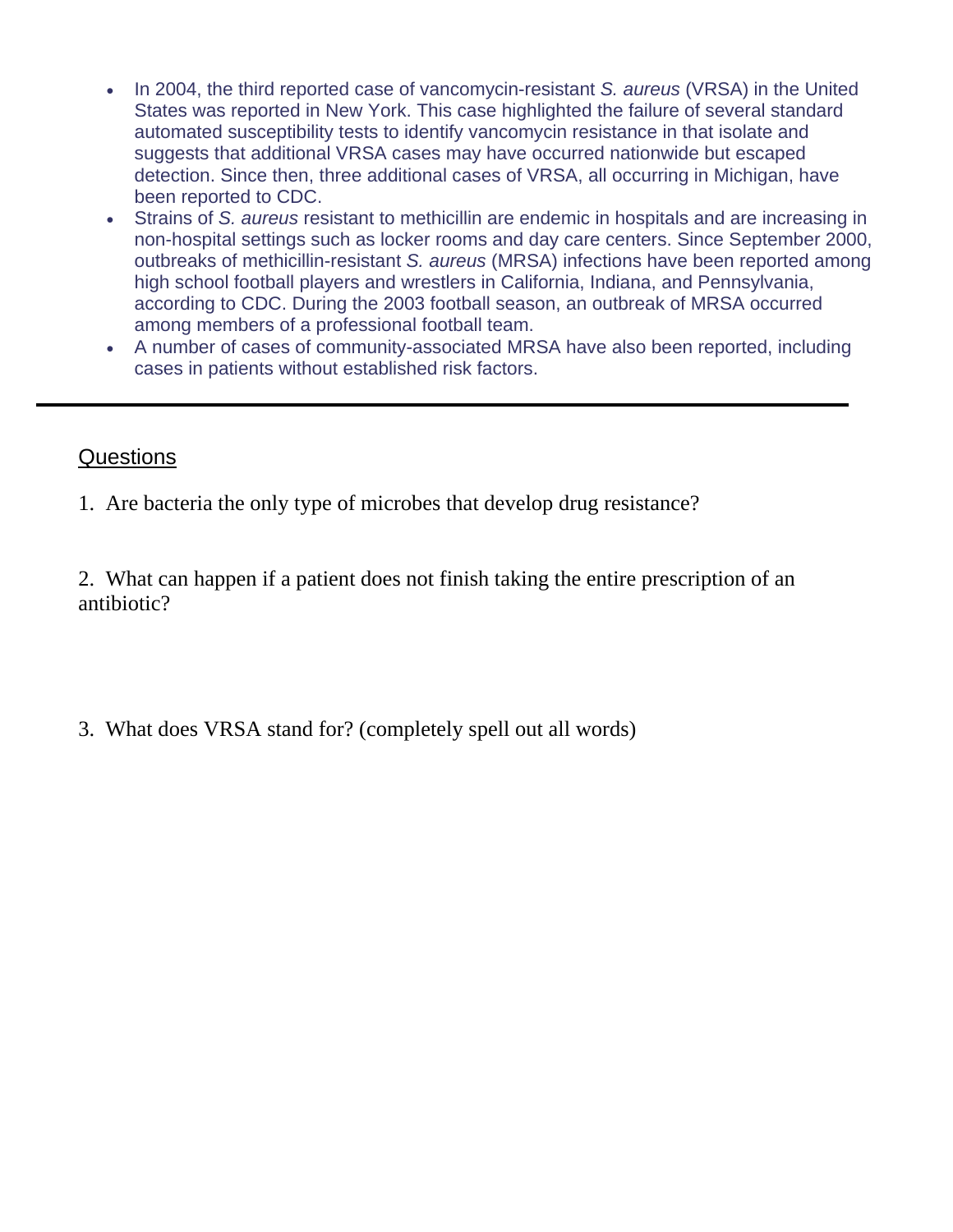- In 2004, the third reported case of vancomycin-resistant *S. aureus* (VRSA) in the United States was reported in New York. This case highlighted the failure of several standard automated susceptibility tests to identify vancomycin resistance in that isolate and suggests that additional VRSA cases may have occurred nationwide but escaped detection. Since then, three additional cases of VRSA, all occurring in Michigan, have been reported to CDC.
- Strains of *S. aureus* resistant to methicillin are endemic in hospitals and are increasing in non-hospital settings such as locker rooms and day care centers. Since September 2000, outbreaks of methicillin-resistant *S. aureus* (MRSA) infections have been reported among high school football players and wrestlers in California, Indiana, and Pennsylvania, according to CDC. During the 2003 football season, an outbreak of MRSA occurred among members of a professional football team.
- A number of cases of community-associated MRSA have also been reported, including cases in patients without established risk factors.

---

## Questions

1. Are bacteria the only type of microbes that develop drug resistance?

2. What can happen if a patient does not finish taking the entire prescription of an antibiotic?

3. What does VRSA stand for? (completely spell out all words)